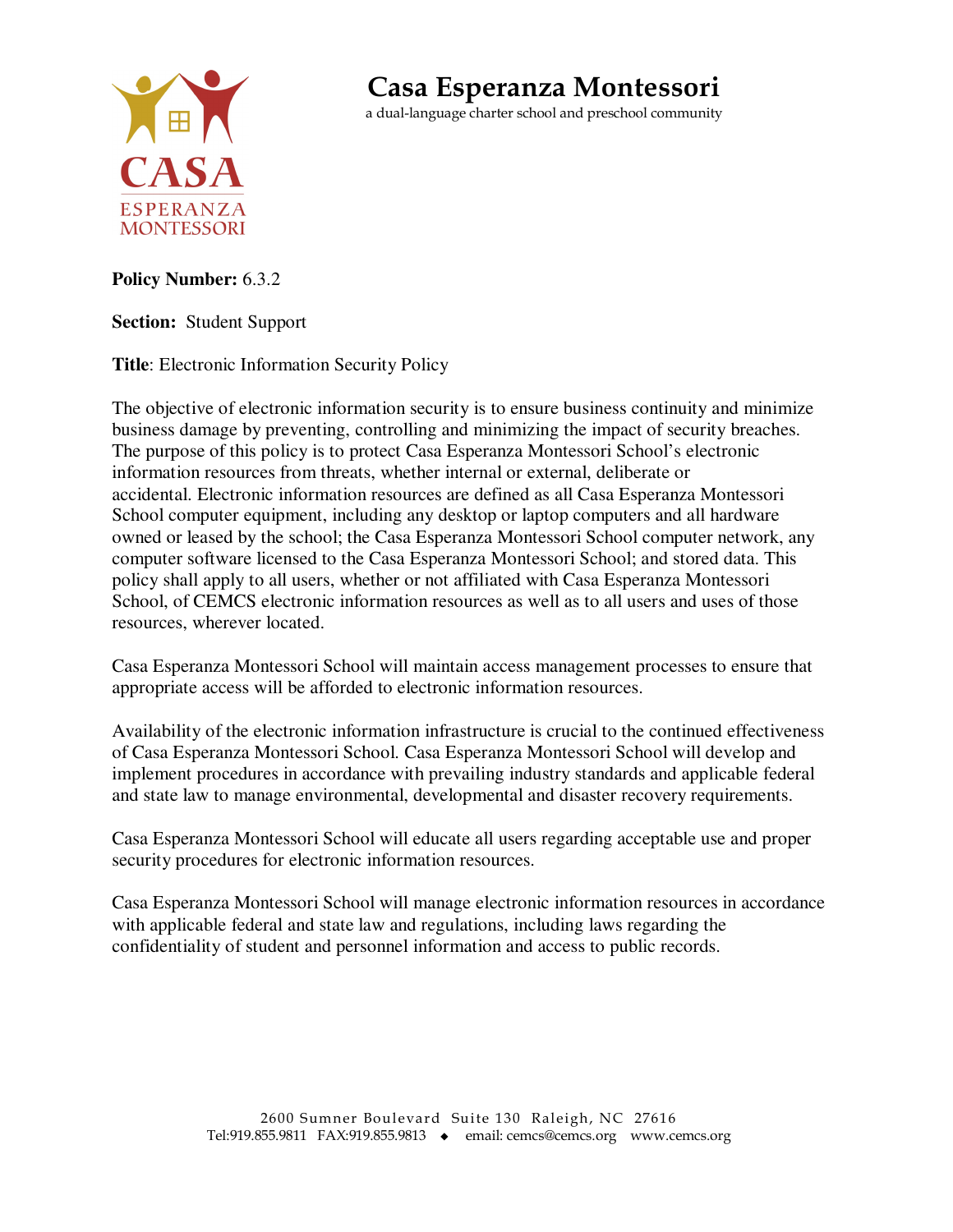# Casa Esperanza Montessori

a dual-language charter school and preschool community

**Policy Number:** 6.3.2

**Section:** Student Support

**Title**: Electronic Information Security Policy

The objective of electronic information security is to ensure business continuity and minimize business damage by preventing, controlling and minimizing the impact of security breaches. The purpose of this policy is to protect Casa Esperanza Montessori School's electronic information resources from threats, whether internal or external, deliberate or accidental. Electronic information resources are defined as all Casa Esperanza Montessori School computer equipment, including any desktop or laptop computers and all hardware owned or leased by the school; the Casa Esperanza Montessori School computer network, any computer software licensed to the Casa Esperanza Montessori School; and stored data. This policy shall apply to all users, whether or not affiliated with Casa Esperanza Montessori School, of CEMCS electronic information resources as well as to all users and uses of those resources, wherever located.

Casa Esperanza Montessori School will maintain access management processes to ensure that appropriate access will be afforded to electronic information resources.

Availability of the electronic information infrastructure is crucial to the continued effectiveness of Casa Esperanza Montessori School. Casa Esperanza Montessori School will develop and implement procedures in accordance with prevailing industry standards and applicable federal and state law to manage environmental, developmental and disaster recovery requirements.

Casa Esperanza Montessori School will educate all users regarding acceptable use and proper security procedures for electronic information resources.

Casa Esperanza Montessori School will manage electronic information resources in accordance with applicable federal and state law and regulations, including laws regarding the confidentiality of student and personnel information and access to public records.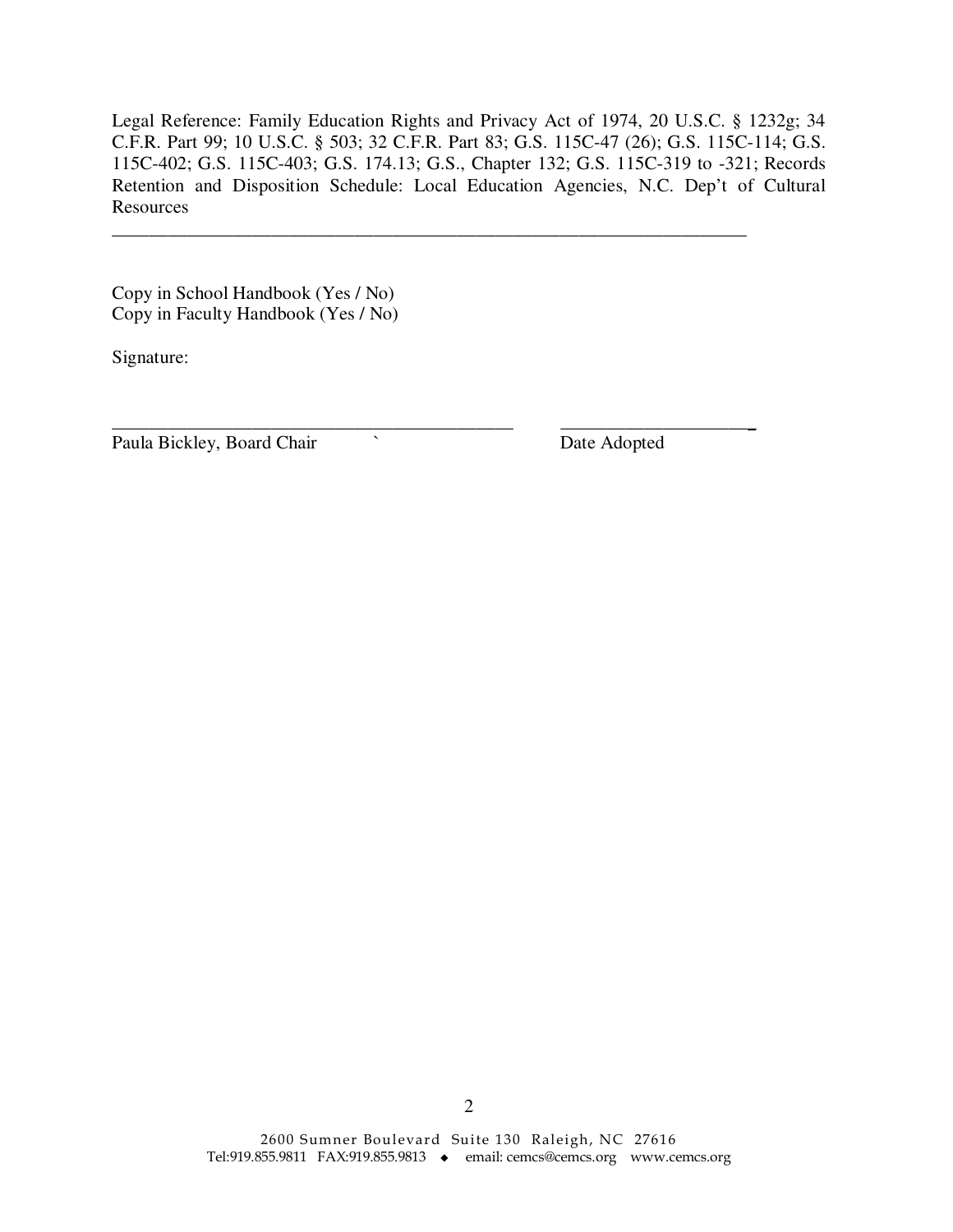Legal Reference: Family Education Rights and Privacy Act of 1974, 20 U.S.C. § 1232g; 34 C.F.R. Part 99; 10 U.S.C. § 503; 32 C.F.R. Part 83; G.S. 115C-47 (26); G.S. 115C-114; G.S. 115C-402; G.S. 115C-403; G.S. 174.13; G.S., Chapter 132; G.S. 115C-319 to -321; Records Retention and Disposition Schedule: Local Education Agencies, N.C. Dep't of Cultural Resources

---

Copy in School Handbook (Yes / No)
Copy in Faculty Handbook (Yes / No)

Signature:

_____________________________________________ ____________________

Paula Bickley, Board Chair ` Date Adopted

2600 Sumner Boulevard Suite 130 Raleigh, NC 27616
Tel:919.855.9811 FAX:919.855.9813 ◆ email: cemcs@cemcs.org www.cemcs.org